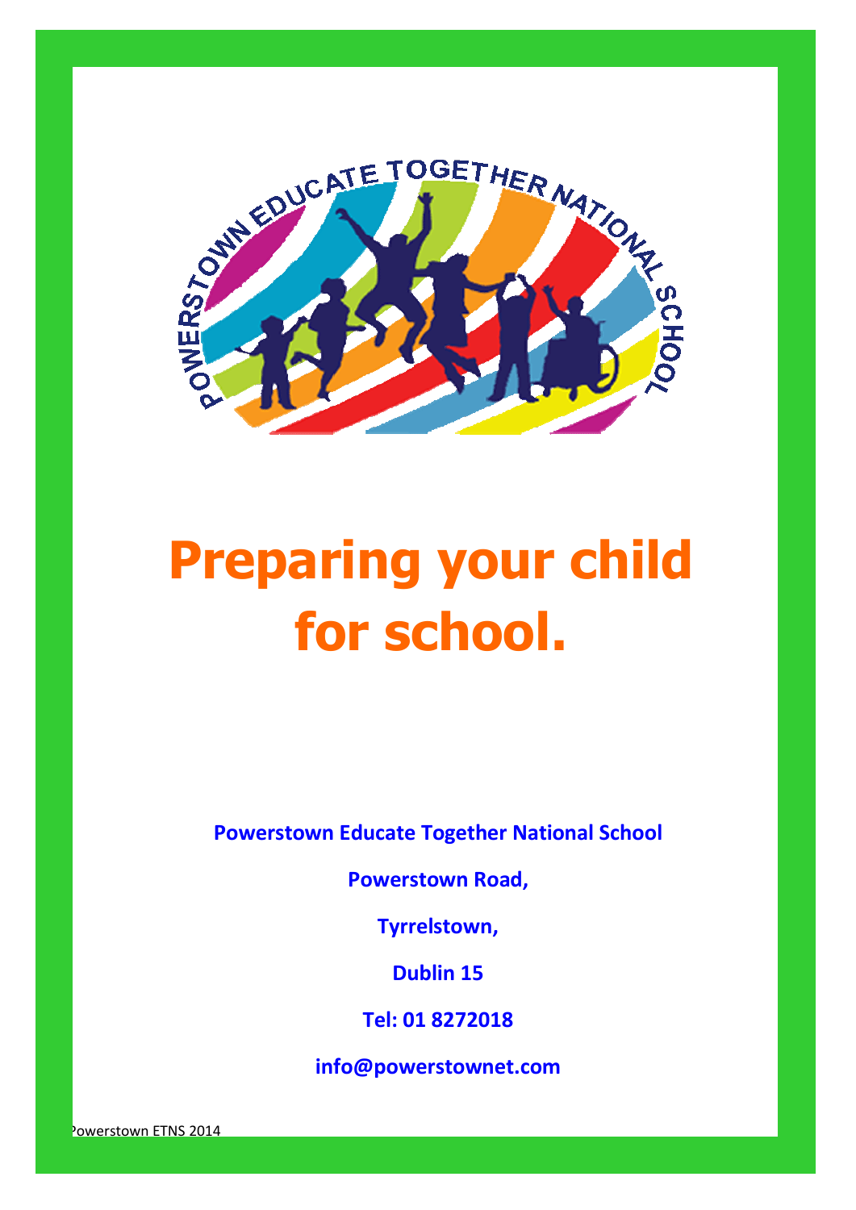# Preparing your child for school.

**Powerstown Educate Together National School**

**Powerstown Road,**

**Tyrrelstown,**

**Dublin 15**

**Tel: 01 8272018**

**info@powerstownet.com**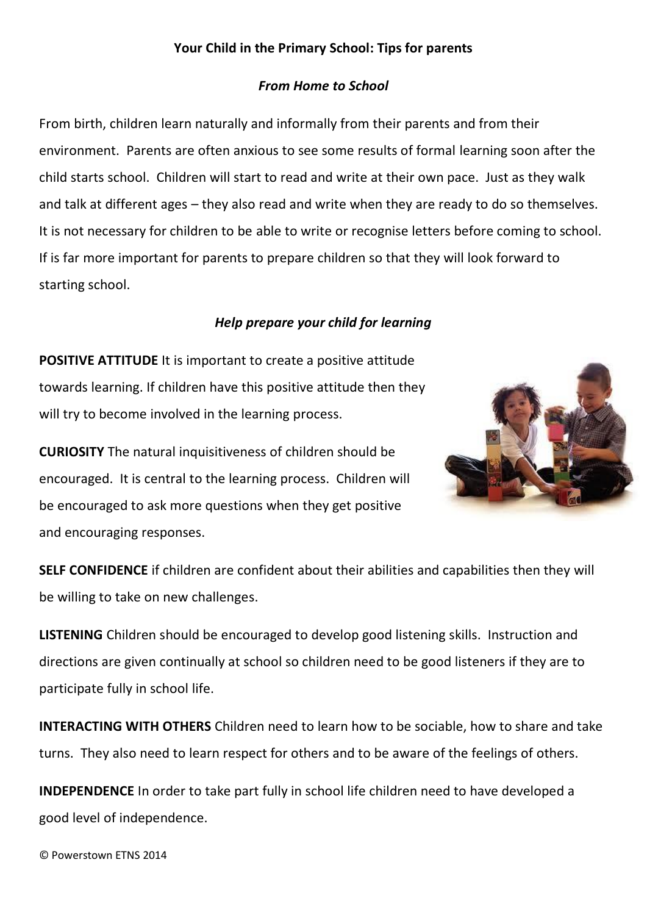## Your Child in the Primary School: Tips for parents

### *From Home to School*

From birth, children learn naturally and informally from their parents and from their environment. Parents are often anxious to see some results of formal learning soon after the child starts school. Children will start to read and write at their own pace. Just as they walk and talk at different ages – they also read and write when they are ready to do so themselves. It is not necessary for children to be able to write or recognise letters before coming to school. If is far more important for parents to prepare children so that they will look forward to starting school.

### *Help prepare your child for learning*

**POSITIVE ATTITUDE** It is important to create a positive attitude towards learning. If children have this positive attitude then they will try to become involved in the learning process.

**CURIOSITY** The natural inquisitiveness of children should be encouraged. It is central to the learning process. Children will be encouraged to ask more questions when they get positive and encouraging responses.

**SELF CONFIDENCE** if children are confident about their abilities and capabilities then they will be willing to take on new challenges.

**LISTENING** Children should be encouraged to develop good listening skills. Instruction and directions are given continually at school so children need to be good listeners if they are to participate fully in school life.

**INTERACTING WITH OTHERS** Children need to learn how to be sociable, how to share and take turns. They also need to learn respect for others and to be aware of the feelings of others.

**INDEPENDENCE** In order to take part fully in school life children need to have developed a good level of independence.

© Powerstown ETNS 2014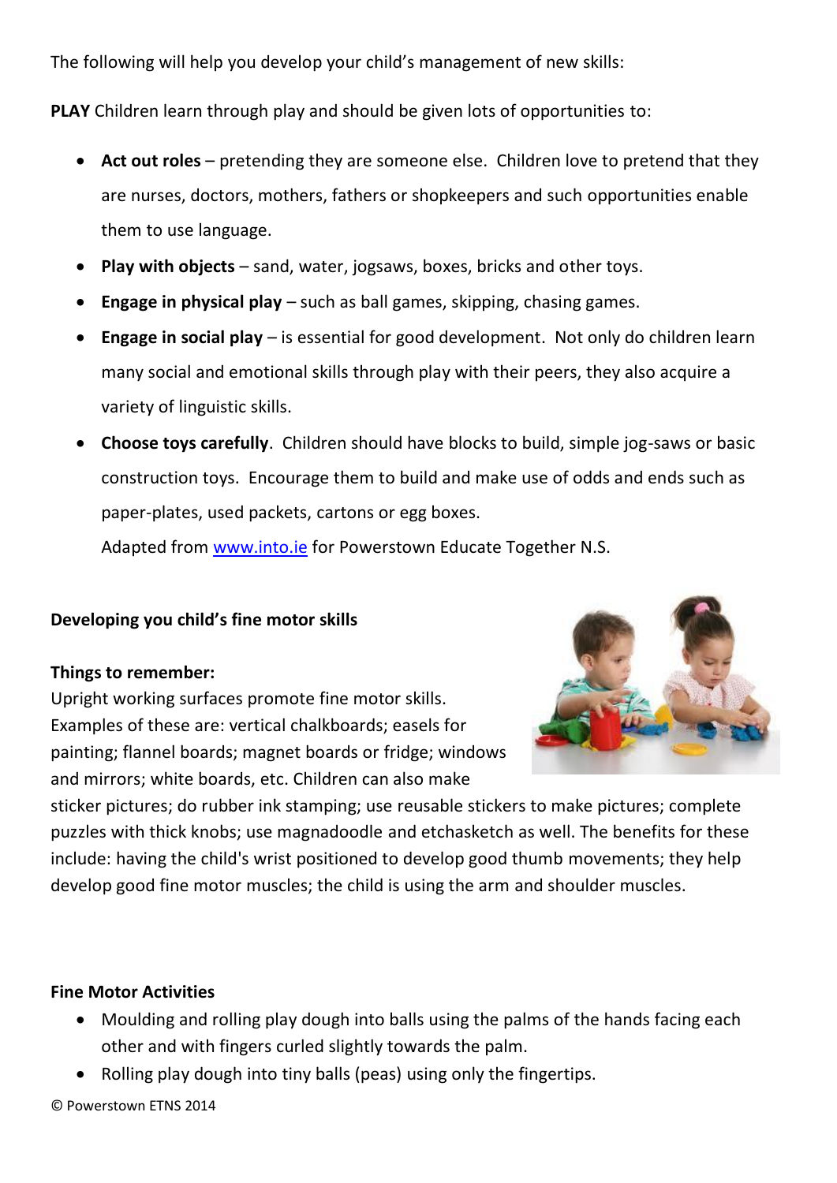The following will help you develop your child's management of new skills:

**PLAY** Children learn through play and should be given lots of opportunities to:

- **Act out roles** – pretending they are someone else. Children love to pretend that they are nurses, doctors, mothers, fathers or shopkeepers and such opportunities enable them to use language.
- **Play with objects** – sand, water, jogsaws, boxes, bricks and other toys.
- **Engage in physical play** – such as ball games, skipping, chasing games.
- **Engage in social play** – is essential for good development. Not only do children learn many social and emotional skills through play with their peers, they also acquire a variety of linguistic skills.
- **Choose toys carefully**. Children should have blocks to build, simple jog-saws or basic construction toys. Encourage them to build and make use of odds and ends such as paper-plates, used packets, cartons or egg boxes.

  Adapted from [www.into.ie](http://www.into.ie) for Powerstown Educate Together N.S.

**Developing you child's fine motor skills**

**Things to remember:**

Upright working surfaces promote fine motor skills. Examples of these are: vertical chalkboards; easels for painting; flannel boards; magnet boards or fridge; windows and mirrors; white boards, etc. Children can also make sticker pictures; do rubber ink stamping; use reusable stickers to make pictures; complete puzzles with thick knobs; use magnadoodle and etchasketch as well. The benefits for these include: having the child's wrist positioned to develop good thumb movements; they help develop good fine motor muscles; the child is using the arm and shoulder muscles.

**Fine Motor Activities**

- Moulding and rolling play dough into balls using the palms of the hands facing each other and with fingers curled slightly towards the palm.
- Rolling play dough into tiny balls (peas) using only the fingertips.

© Powerstown ETNS 2014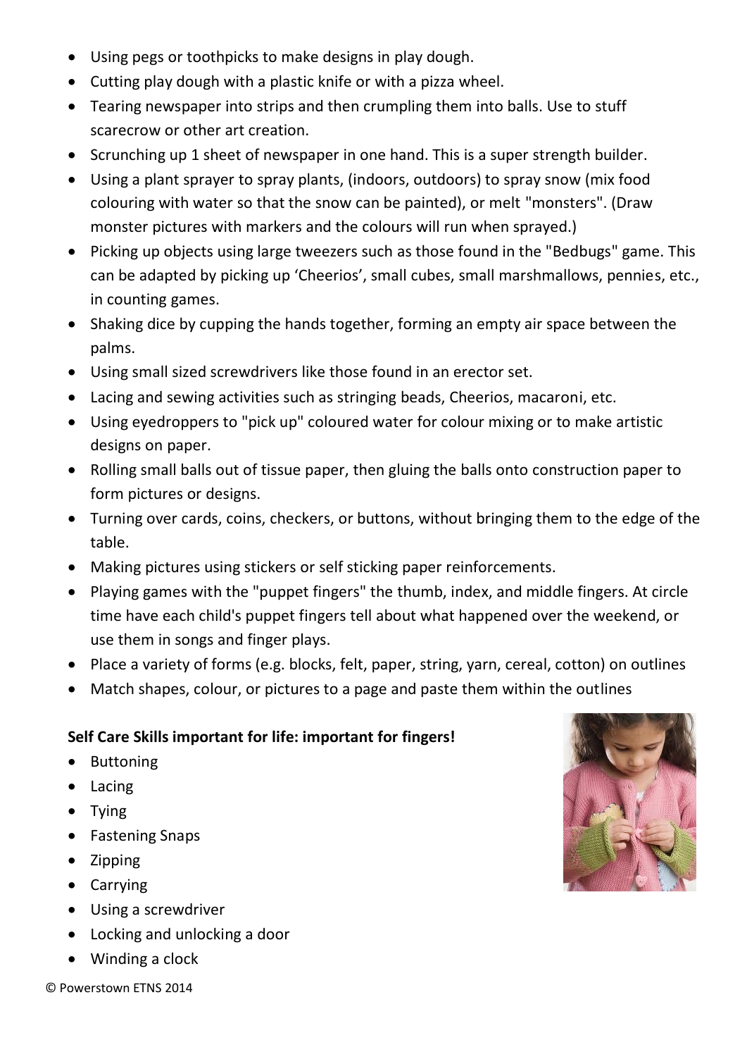- Using pegs or toothpicks to make designs in play dough.
- Cutting play dough with a plastic knife or with a pizza wheel.
- Tearing newspaper into strips and then crumpling them into balls. Use to stuff scarecrow or other art creation.
- Scrunching up 1 sheet of newspaper in one hand. This is a super strength builder.
- Using a plant sprayer to spray plants, (indoors, outdoors) to spray snow (mix food colouring with water so that the snow can be painted), or melt "monsters". (Draw monster pictures with markers and the colours will run when sprayed.)
- Picking up objects using large tweezers such as those found in the "Bedbugs" game. This can be adapted by picking up 'Cheerios', small cubes, small marshmallows, pennies, etc., in counting games.
- Shaking dice by cupping the hands together, forming an empty air space between the palms.
- Using small sized screwdrivers like those found in an erector set.
- Lacing and sewing activities such as stringing beads, Cheerios, macaroni, etc.
- Using eyedroppers to "pick up" coloured water for colour mixing or to make artistic designs on paper.
- Rolling small balls out of tissue paper, then gluing the balls onto construction paper to form pictures or designs.
- Turning over cards, coins, checkers, or buttons, without bringing them to the edge of the table.
- Making pictures using stickers or self sticking paper reinforcements.
- Playing games with the "puppet fingers" the thumb, index, and middle fingers. At circle time have each child's puppet fingers tell about what happened over the weekend, or use them in songs and finger plays.
- Place a variety of forms (e.g. blocks, felt, paper, string, yarn, cereal, cotton) on outlines
- Match shapes, colour, or pictures to a page and paste them within the outlines

**Self Care Skills important for life: important for fingers!**

- Buttoning
- Lacing
- Tying
- Fastening Snaps
- Zipping
- Carrying
- Using a screwdriver
- Locking and unlocking a door
- Winding a clock

© Powerstown ETNS 2014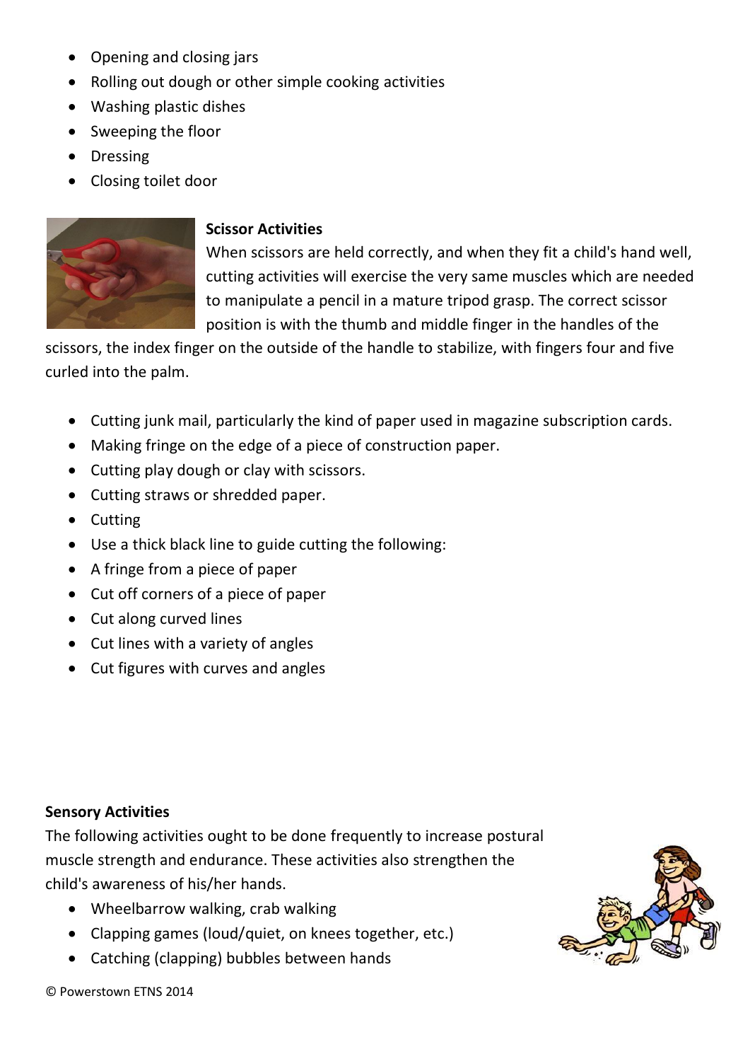- Opening and closing jars
- Rolling out dough or other simple cooking activities
- Washing plastic dishes
- Sweeping the floor
- Dressing
- Closing toilet door

**Scissor Activities**

When scissors are held correctly, and when they fit a child's hand well, cutting activities will exercise the very same muscles which are needed to manipulate a pencil in a mature tripod grasp. The correct scissor position is with the thumb and middle finger in the handles of the scissors, the index finger on the outside of the handle to stabilize, with fingers four and five curled into the palm.

- Cutting junk mail, particularly the kind of paper used in magazine subscription cards.
- Making fringe on the edge of a piece of construction paper.
- Cutting play dough or clay with scissors.
- Cutting straws or shredded paper.
- Cutting
- Use a thick black line to guide cutting the following:
- A fringe from a piece of paper
- Cut off corners of a piece of paper
- Cut along curved lines
- Cut lines with a variety of angles
- Cut figures with curves and angles

**Sensory Activities**

The following activities ought to be done frequently to increase postural muscle strength and endurance. These activities also strengthen the child's awareness of his/her hands.

- Wheelbarrow walking, crab walking
- Clapping games (loud/quiet, on knees together, etc.)
- Catching (clapping) bubbles between hands

© Powerstown ETNS 2014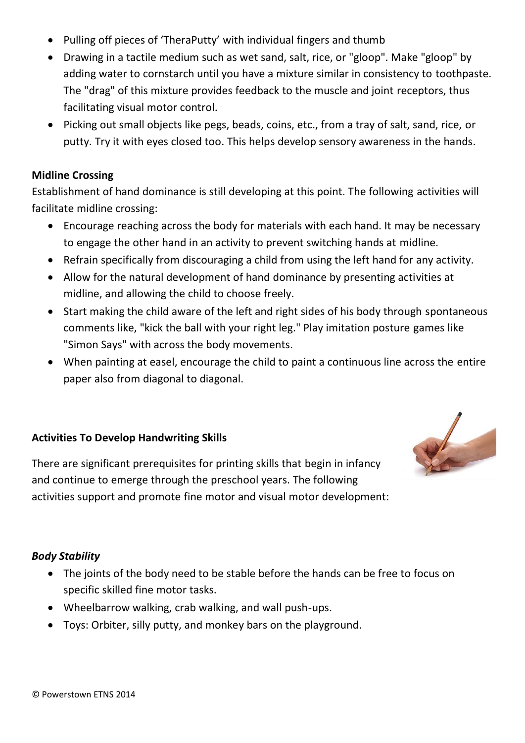- Pulling off pieces of 'TheraPutty' with individual fingers and thumb
- Drawing in a tactile medium such as wet sand, salt, rice, or "gloop". Make "gloop" by adding water to cornstarch until you have a mixture similar in consistency to toothpaste. The "drag" of this mixture provides feedback to the muscle and joint receptors, thus facilitating visual motor control.
- Picking out small objects like pegs, beads, coins, etc., from a tray of salt, sand, rice, or putty. Try it with eyes closed too. This helps develop sensory awareness in the hands.

**Midline Crossing**

Establishment of hand dominance is still developing at this point. The following activities will facilitate midline crossing:

- Encourage reaching across the body for materials with each hand. It may be necessary to engage the other hand in an activity to prevent switching hands at midline.
- Refrain specifically from discouraging a child from using the left hand for any activity.
- Allow for the natural development of hand dominance by presenting activities at midline, and allowing the child to choose freely.
- Start making the child aware of the left and right sides of his body through spontaneous comments like, "kick the ball with your right leg." Play imitation posture games like "Simon Says" with across the body movements.
- When painting at easel, encourage the child to paint a continuous line across the entire paper also from diagonal to diagonal.

**Activities To Develop Handwriting Skills**

There are significant prerequisites for printing skills that begin in infancy and continue to emerge through the preschool years. The following activities support and promote fine motor and visual motor development:

***Body Stability***

- The joints of the body need to be stable before the hands can be free to focus on specific skilled fine motor tasks.
- Wheelbarrow walking, crab walking, and wall push-ups.
- Toys: Orbiter, silly putty, and monkey bars on the playground.

© Powerstown ETNS 2014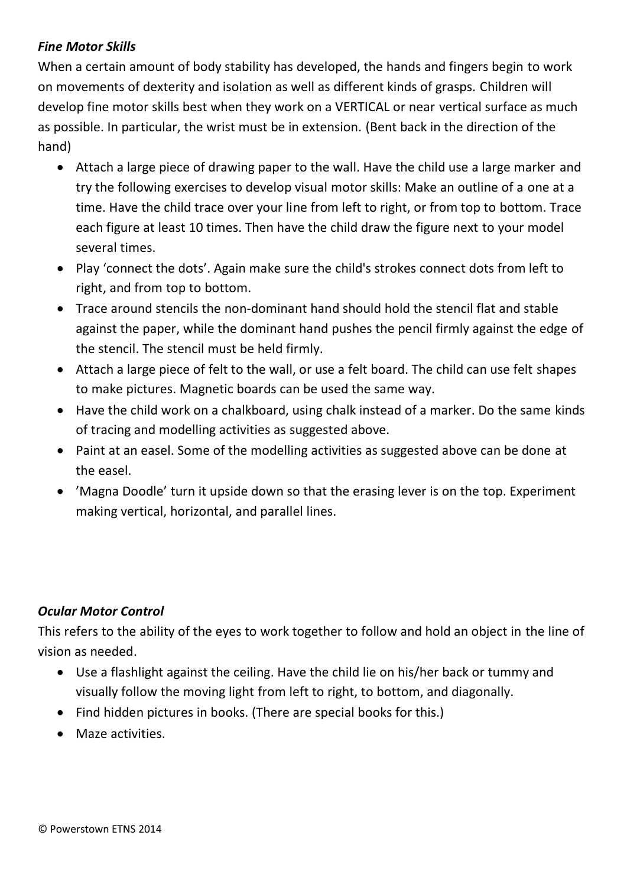### *Fine Motor Skills*

When a certain amount of body stability has developed, the hands and fingers begin to work on movements of dexterity and isolation as well as different kinds of grasps. Children will develop fine motor skills best when they work on a VERTICAL or near vertical surface as much as possible. In particular, the wrist must be in extension. (Bent back in the direction of the hand)

- Attach a large piece of drawing paper to the wall. Have the child use a large marker and try the following exercises to develop visual motor skills: Make an outline of a one at a time. Have the child trace over your line from left to right, or from top to bottom. Trace each figure at least 10 times. Then have the child draw the figure next to your model several times.
- Play 'connect the dots'. Again make sure the child's strokes connect dots from left to right, and from top to bottom.
- Trace around stencils the non-dominant hand should hold the stencil flat and stable against the paper, while the dominant hand pushes the pencil firmly against the edge of the stencil. The stencil must be held firmly.
- Attach a large piece of felt to the wall, or use a felt board. The child can use felt shapes to make pictures. Magnetic boards can be used the same way.
- Have the child work on a chalkboard, using chalk instead of a marker. Do the same kinds of tracing and modelling activities as suggested above.
- Paint at an easel. Some of the modelling activities as suggested above can be done at the easel.
- 'Magna Doodle' turn it upside down so that the erasing lever is on the top. Experiment making vertical, horizontal, and parallel lines.

### *Ocular Motor Control*

This refers to the ability of the eyes to work together to follow and hold an object in the line of vision as needed.

- Use a flashlight against the ceiling. Have the child lie on his/her back or tummy and visually follow the moving light from left to right, to bottom, and diagonally.
- Find hidden pictures in books. (There are special books for this.)
- Maze activities.

© Powerstown ETNS 2014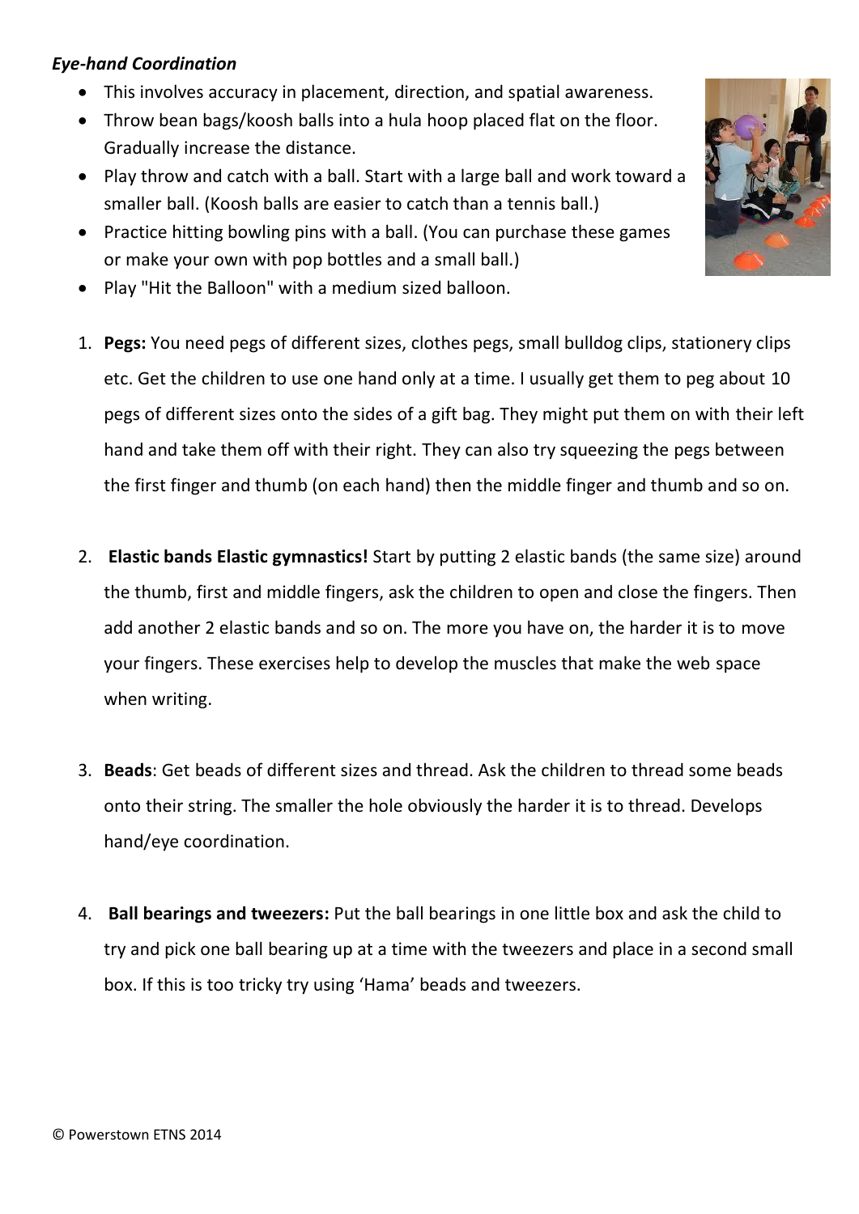***Eye-hand Coordination***

- This involves accuracy in placement, direction, and spatial awareness.
- Throw bean bags/koosh balls into a hula hoop placed flat on the floor. Gradually increase the distance.
- Play throw and catch with a ball. Start with a large ball and work toward a smaller ball. (Koosh balls are easier to catch than a tennis ball.)
- Practice hitting bowling pins with a ball. (You can purchase these games or make your own with pop bottles and a small ball.)
- Play "Hit the Balloon" with a medium sized balloon.

1. **Pegs:** You need pegs of different sizes, clothes pegs, small bulldog clips, stationery clips etc. Get the children to use one hand only at a time. I usually get them to peg about 10 pegs of different sizes onto the sides of a gift bag. They might put them on with their left hand and take them off with their right. They can also try squeezing the pegs between the first finger and thumb (on each hand) then the middle finger and thumb and so on.

2. **Elastic bands Elastic gymnastics!** Start by putting 2 elastic bands (the same size) around the thumb, first and middle fingers, ask the children to open and close the fingers. Then add another 2 elastic bands and so on. The more you have on, the harder it is to move your fingers. These exercises help to develop the muscles that make the web space when writing.

3. **Beads**: Get beads of different sizes and thread. Ask the children to thread some beads onto their string. The smaller the hole obviously the harder it is to thread. Develops hand/eye coordination.

4. **Ball bearings and tweezers:** Put the ball bearings in one little box and ask the child to try and pick one ball bearing up at a time with the tweezers and place in a second small box. If this is too tricky try using 'Hama' beads and tweezers.

© Powerstown ETNS 2014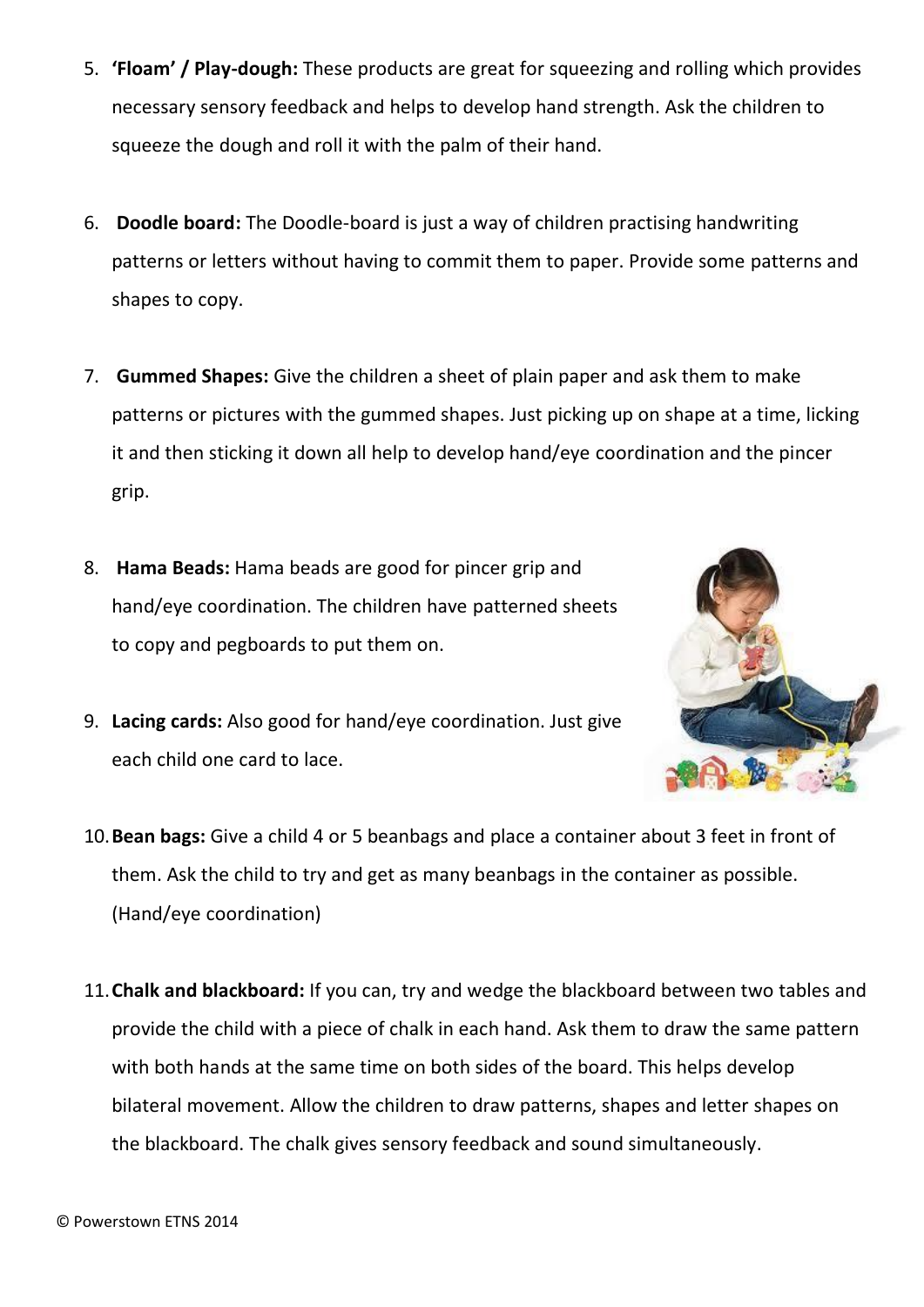5. **'Floam' / Play-dough:** These products are great for squeezing and rolling which provides necessary sensory feedback and helps to develop hand strength. Ask the children to squeeze the dough and roll it with the palm of their hand.

6. **Doodle board:** The Doodle-board is just a way of children practising handwriting patterns or letters without having to commit them to paper. Provide some patterns and shapes to copy.

7. **Gummed Shapes:** Give the children a sheet of plain paper and ask them to make patterns or pictures with the gummed shapes. Just picking up on shape at a time, licking it and then sticking it down all help to develop hand/eye coordination and the pincer grip.

8. **Hama Beads:** Hama beads are good for pincer grip and hand/eye coordination. The children have patterned sheets to copy and pegboards to put them on.

9. **Lacing cards:** Also good for hand/eye coordination. Just give each child one card to lace.

10. **Bean bags:** Give a child 4 or 5 beanbags and place a container about 3 feet in front of them. Ask the child to try and get as many beanbags in the container as possible. (Hand/eye coordination)

11. **Chalk and blackboard:** If you can, try and wedge the blackboard between two tables and provide the child with a piece of chalk in each hand. Ask them to draw the same pattern with both hands at the same time on both sides of the board. This helps develop bilateral movement. Allow the children to draw patterns, shapes and letter shapes on the blackboard. The chalk gives sensory feedback and sound simultaneously.

© Powerstown ETNS 2014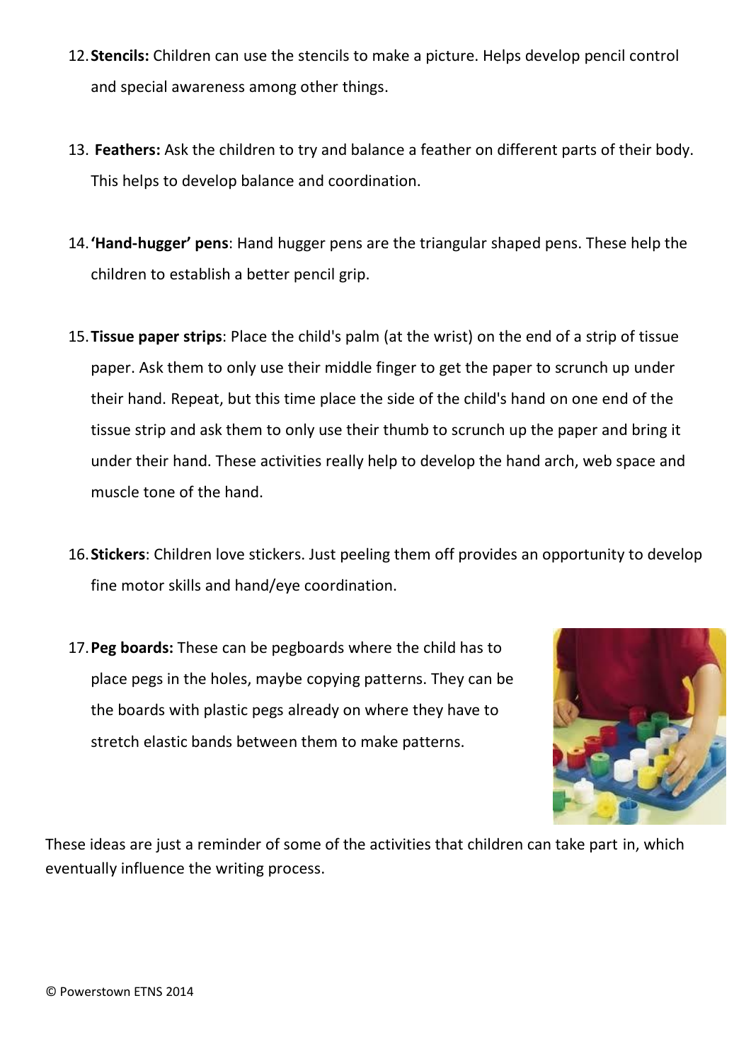12. **Stencils:** Children can use the stencils to make a picture. Helps develop pencil control and special awareness among other things.

13. **Feathers:** Ask the children to try and balance a feather on different parts of their body. This helps to develop balance and coordination.

14. **'Hand-hugger' pens**: Hand hugger pens are the triangular shaped pens. These help the children to establish a better pencil grip.

15. **Tissue paper strips**: Place the child's palm (at the wrist) on the end of a strip of tissue paper. Ask them to only use their middle finger to get the paper to scrunch up under their hand. Repeat, but this time place the side of the child's hand on one end of the tissue strip and ask them to only use their thumb to scrunch up the paper and bring it under their hand. These activities really help to develop the hand arch, web space and muscle tone of the hand.

16. **Stickers**: Children love stickers. Just peeling them off provides an opportunity to develop fine motor skills and hand/eye coordination.

17. **Peg boards:** These can be pegboards where the child has to place pegs in the holes, maybe copying patterns. They can be the boards with plastic pegs already on where they have to stretch elastic bands between them to make patterns.

These ideas are just a reminder of some of the activities that children can take part in, which eventually influence the writing process.

© Powerstown ETNS 2014